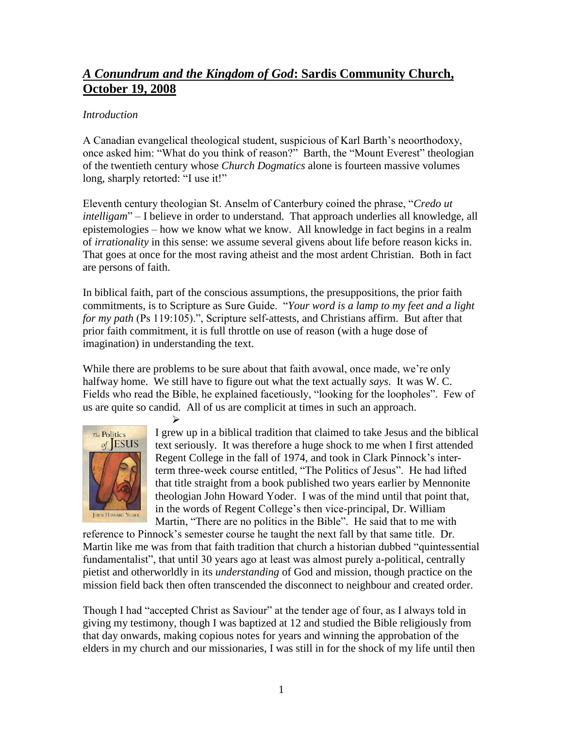# *A Conundrum and the Kingdom of God*: Sardis Community Church, October 19, 2008

*Introduction*

A Canadian evangelical theological student, suspicious of Karl Barth's neoorthodoxy, once asked him: "What do you think of reason?" Barth, the "Mount Everest" theologian of the twentieth century whose *Church Dogmatics* alone is fourteen massive volumes long, sharply retorted: "I use it!"

Eleventh century theologian St. Anselm of Canterbury coined the phrase, "*Credo ut intelligam*" – I believe in order to understand. That approach underlies all knowledge, all epistemologies – how we know what we know. All knowledge in fact begins in a realm of *irrationality* in this sense: we assume several givens about life before reason kicks in. That goes at once for the most raving atheist and the most ardent Christian. Both in fact are persons of faith.

In biblical faith, part of the conscious assumptions, the presuppositions, the prior faith commitments, is to Scripture as Sure Guide. "*Your word is a lamp to my feet and a light for my path* (Ps 119:105).", Scripture self-attests, and Christians affirm. But after that prior faith commitment, it is full throttle on use of reason (with a huge dose of imagination) in understanding the text.

While there are problems to be sure about that faith avowal, once made, we're only halfway home. We still have to figure out what the text actually *says*. It was W. C. Fields who read the Bible, he explained facetiously, "looking for the loopholes". Few of us are quite so candid. All of us are complicit at times in such an approach.

➢

I grew up in a biblical tradition that claimed to take Jesus and the biblical text seriously. It was therefore a huge shock to me when I first attended Regent College in the fall of 1974, and took in Clark Pinnock's inter-term three-week course entitled, "The Politics of Jesus". He had lifted that title straight from a book published two years earlier by Mennonite theologian John Howard Yoder. I was of the mind until that point that, in the words of Regent College's then vice-principal, Dr. William Martin, "There are no politics in the Bible". He said that to me with reference to Pinnock's semester course he taught the next fall by that same title. Dr. Martin like me was from that faith tradition that church a historian dubbed "quintessential fundamentalist", that until 30 years ago at least was almost purely a-political, centrally pietist and otherworldly in its *understanding* of God and mission, though practice on the mission field back then often transcended the disconnect to neighbour and created order.

Though I had "accepted Christ as Saviour" at the tender age of four, as I always told in giving my testimony, though I was baptized at 12 and studied the Bible religiously from that day onwards, making copious notes for years and winning the approbation of the elders in my church and our missionaries, I was still in for the shock of my life until then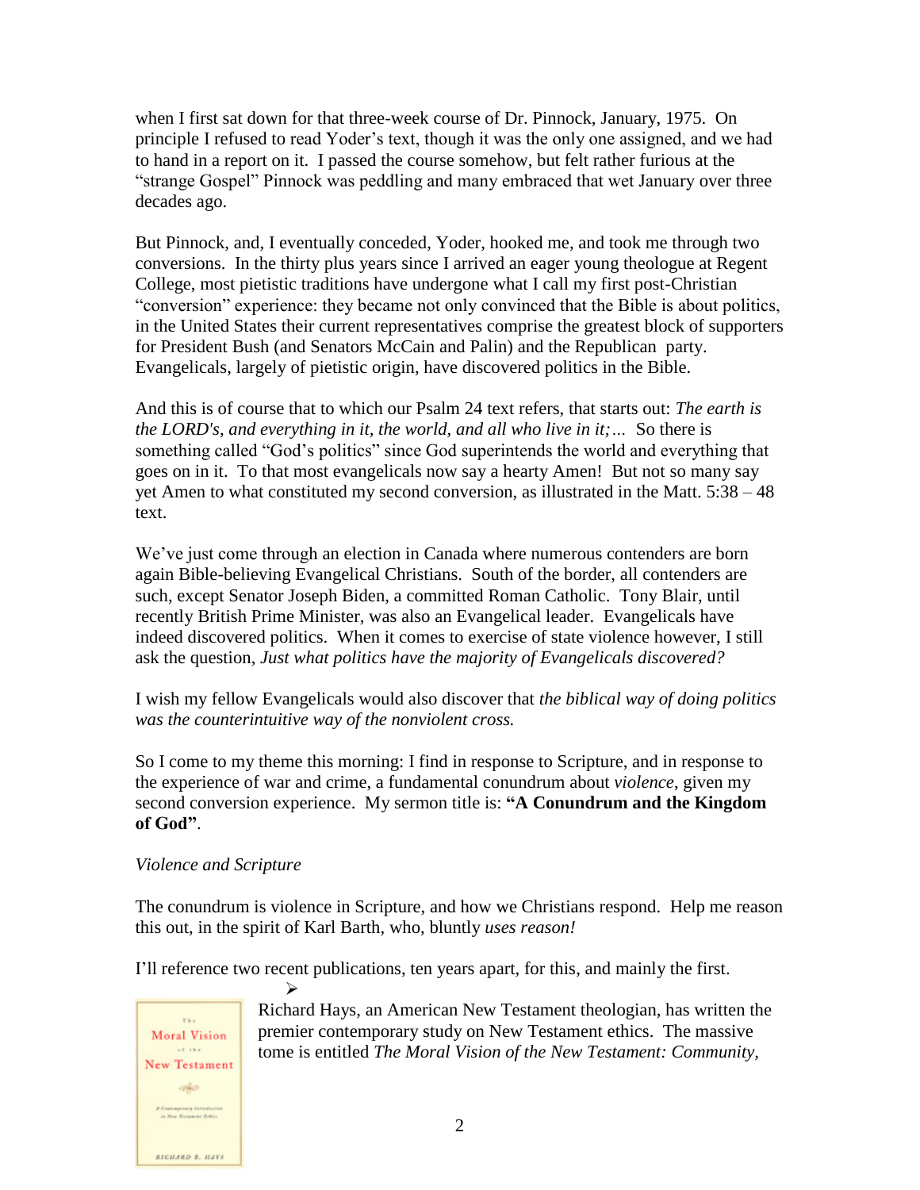when I first sat down for that three-week course of Dr. Pinnock, January, 1975. On principle I refused to read Yoder's text, though it was the only one assigned, and we had to hand in a report on it. I passed the course somehow, but felt rather furious at the "strange Gospel" Pinnock was peddling and many embraced that wet January over three decades ago.

But Pinnock, and, I eventually conceded, Yoder, hooked me, and took me through two conversions. In the thirty plus years since I arrived an eager young theologue at Regent College, most pietistic traditions have undergone what I call my first post-Christian "conversion" experience: they became not only convinced that the Bible is about politics, in the United States their current representatives comprise the greatest block of supporters for President Bush (and Senators McCain and Palin) and the Republican party. Evangelicals, largely of pietistic origin, have discovered politics in the Bible.

And this is of course that to which our Psalm 24 text refers, that starts out: *The earth is the LORD's, and everything in it, the world, and all who live in it;…* So there is something called "God's politics" since God superintends the world and everything that goes on in it. To that most evangelicals now say a hearty Amen! But not so many say yet Amen to what constituted my second conversion, as illustrated in the Matt. 5:38 – 48 text.

We've just come through an election in Canada where numerous contenders are born again Bible-believing Evangelical Christians. South of the border, all contenders are such, except Senator Joseph Biden, a committed Roman Catholic. Tony Blair, until recently British Prime Minister, was also an Evangelical leader. Evangelicals have indeed discovered politics. When it comes to exercise of state violence however, I still ask the question, *Just what politics have the majority of Evangelicals discovered?*

I wish my fellow Evangelicals would also discover that *the biblical way of doing politics was the counterintuitive way of the nonviolent cross.*

So I come to my theme this morning: I find in response to Scripture, and in response to the experience of war and crime, a fundamental conundrum about *violence*, given my second conversion experience. My sermon title is: **"A Conundrum and the Kingdom of God"**.

*Violence and Scripture*

The conundrum is violence in Scripture, and how we Christians respond. Help me reason this out, in the spirit of Karl Barth, who, bluntly *uses reason!*

I'll reference two recent publications, ten years apart, for this, and mainly the first.

- Richard Hays, an American New Testament theologian, has written the premier contemporary study on New Testament ethics. The massive tome is entitled *The Moral Vision of the New Testament: Community,*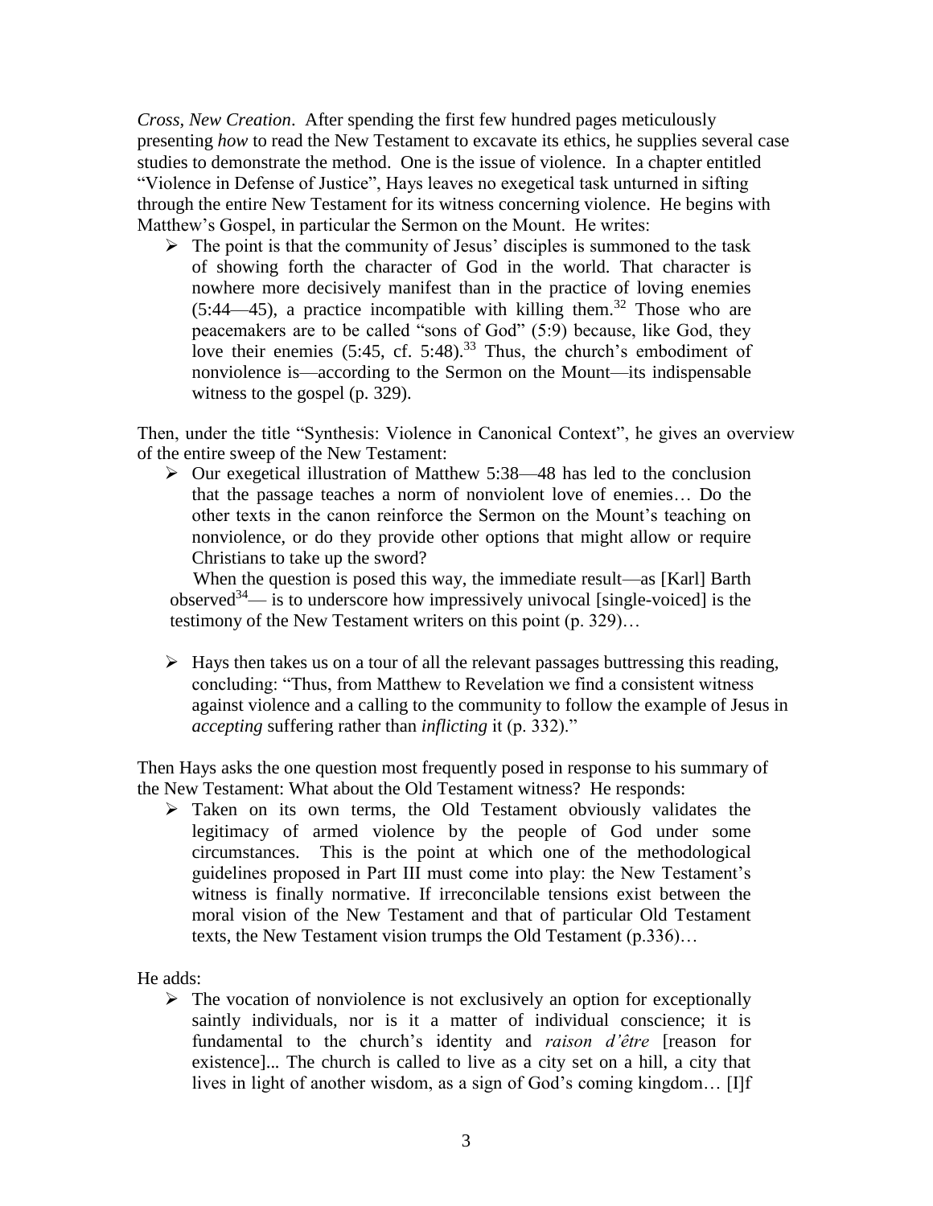*Cross, New Creation*. After spending the first few hundred pages meticulously presenting *how* to read the New Testament to excavate its ethics, he supplies several case studies to demonstrate the method. One is the issue of violence. In a chapter entitled "Violence in Defense of Justice", Hays leaves no exegetical task unturned in sifting through the entire New Testament for its witness concerning violence. He begins with Matthew's Gospel, in particular the Sermon on the Mount. He writes:

- The point is that the community of Jesus' disciples is summoned to the task of showing forth the character of God in the world. That character is nowhere more decisively manifest than in the practice of loving enemies (5:44—45), a practice incompatible with killing them.[32] Those who are peacemakers are to be called "sons of God" (5:9) because, like God, they love their enemies (5:45, cf. 5:48).[33] Thus, the church's embodiment of nonviolence is—according to the Sermon on the Mount—its indispensable witness to the gospel (p. 329).

Then, under the title "Synthesis: Violence in Canonical Context", he gives an overview of the entire sweep of the New Testament:

- Our exegetical illustration of Matthew 5:38—48 has led to the conclusion that the passage teaches a norm of nonviolent love of enemies… Do the other texts in the canon reinforce the Sermon on the Mount's teaching on nonviolence, or do they provide other options that might allow or require Christians to take up the sword?

  When the question is posed this way, the immediate result—as [Karl] Barth observed[34]— is to underscore how impressively univocal [single-voiced] is the testimony of the New Testament writers on this point (p. 329)…

- Hays then takes us on a tour of all the relevant passages buttressing this reading, concluding: "Thus, from Matthew to Revelation we find a consistent witness against violence and a calling to the community to follow the example of Jesus in *accepting* suffering rather than *inflicting* it (p. 332)."

Then Hays asks the one question most frequently posed in response to his summary of the New Testament: What about the Old Testament witness? He responds:

- Taken on its own terms, the Old Testament obviously validates the legitimacy of armed violence by the people of God under some circumstances. This is the point at which one of the methodological guidelines proposed in Part III must come into play: the New Testament's witness is finally normative. If irreconcilable tensions exist between the moral vision of the New Testament and that of particular Old Testament texts, the New Testament vision trumps the Old Testament (p.336)…

He adds:

- The vocation of nonviolence is not exclusively an option for exceptionally saintly individuals, nor is it a matter of individual conscience; it is fundamental to the church's identity and *raison d'être* [reason for existence]... The church is called to live as a city set on a hill, a city that lives in light of another wisdom, as a sign of God's coming kingdom… [I]f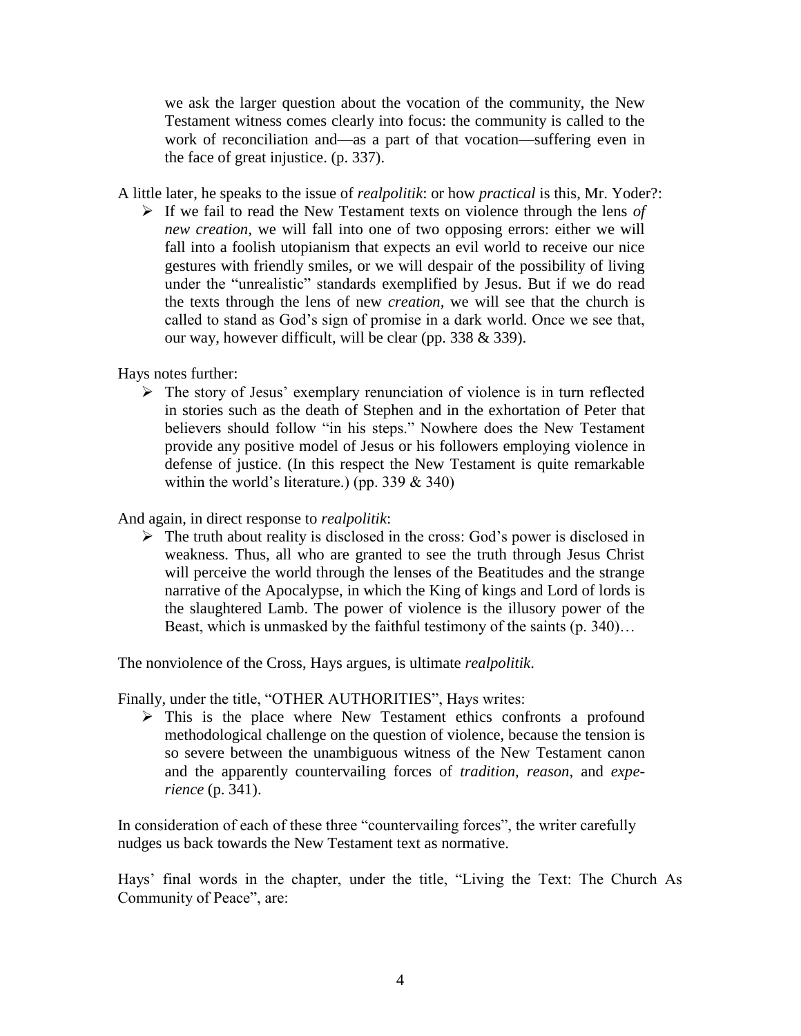> we ask the larger question about the vocation of the community, the New Testament witness comes clearly into focus: the community is called to the work of reconciliation and—as a part of that vocation—suffering even in the face of great injustice. (p. 337).

A little later, he speaks to the issue of *realpolitik*: or how *practical* is this, Mr. Yoder?:

- If we fail to read the New Testament texts on violence through the lens *of new creation,* we will fall into one of two opposing errors: either we will fall into a foolish utopianism that expects an evil world to receive our nice gestures with friendly smiles, or we will despair of the possibility of living under the "unrealistic" standards exemplified by Jesus. But if we do read the texts through the lens of new *creation,* we will see that the church is called to stand as God's sign of promise in a dark world. Once we see that, our way, however difficult, will be clear (pp. 338 & 339).

Hays notes further:

- The story of Jesus' exemplary renunciation of violence is in turn reflected in stories such as the death of Stephen and in the exhortation of Peter that believers should follow "in his steps." Nowhere does the New Testament provide any positive model of Jesus or his followers employing violence in defense of justice. (In this respect the New Testament is quite remarkable within the world's literature.) (pp. 339 & 340)

And again, in direct response to *realpolitik*:

- The truth about reality is disclosed in the cross: God's power is disclosed in weakness. Thus, all who are granted to see the truth through Jesus Christ will perceive the world through the lenses of the Beatitudes and the strange narrative of the Apocalypse, in which the King of kings and Lord of lords is the slaughtered Lamb. The power of violence is the illusory power of the Beast, which is unmasked by the faithful testimony of the saints (p. 340)…

The nonviolence of the Cross, Hays argues, is ultimate *realpolitik*.

Finally, under the title, "OTHER AUTHORITIES", Hays writes:

- This is the place where New Testament ethics confronts a profound methodological challenge on the question of violence, because the tension is so severe between the unambiguous witness of the New Testament canon and the apparently countervailing forces of *tradition, reason*, and *experience* (p. 341).

In consideration of each of these three "countervailing forces", the writer carefully nudges us back towards the New Testament text as normative.

Hays' final words in the chapter, under the title, "Living the Text: The Church As Community of Peace", are: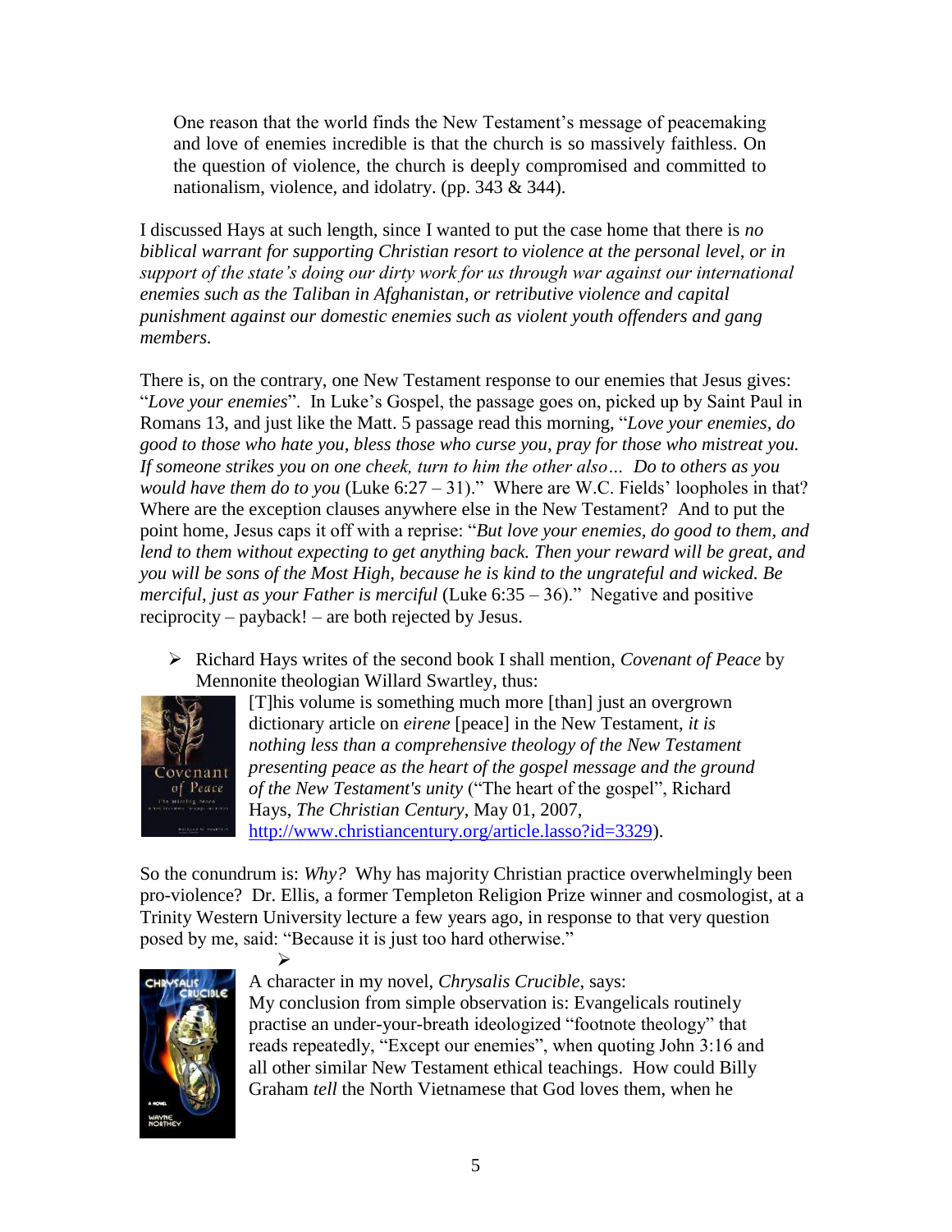> One reason that the world finds the New Testament's message of peacemaking and love of enemies incredible is that the church is so massively faithless. On the question of violence, the church is deeply compromised and committed to nationalism, violence, and idolatry. (pp. 343 & 344).

I discussed Hays at such length, since I wanted to put the case home that there is *no biblical warrant for supporting Christian resort to violence at the personal level, or in support of the state's doing our dirty work for us through war against our international enemies such as the Taliban in Afghanistan, or retributive violence and capital punishment against our domestic enemies such as violent youth offenders and gang members.*

There is, on the contrary, one New Testament response to our enemies that Jesus gives: "*Love your enemies*". In Luke's Gospel, the passage goes on, picked up by Saint Paul in Romans 13, and just like the Matt. 5 passage read this morning, "*Love your enemies, do good to those who hate you, bless those who curse you, pray for those who mistreat you. If someone strikes you on one cheek, turn to him the other also… Do to others as you would have them do to you* (Luke 6:27 – 31)." Where are W.C. Fields' loopholes in that? Where are the exception clauses anywhere else in the New Testament? And to put the point home, Jesus caps it off with a reprise: "*But love your enemies, do good to them, and lend to them without expecting to get anything back. Then your reward will be great, and you will be sons of the Most High, because he is kind to the ungrateful and wicked. Be merciful, just as your Father is merciful* (Luke 6:35 – 36)." Negative and positive reciprocity – payback! – are both rejected by Jesus.

- Richard Hays writes of the second book I shall mention, *Covenant of Peace* by Mennonite theologian Willard Swartley, thus:

  [T]his volume is something much more [than] just an overgrown dictionary article on *eirene* [peace] in the New Testament, *it is nothing less than a comprehensive theology of the New Testament presenting peace as the heart of the gospel message and the ground of the New Testament's unity* ("The heart of the gospel", Richard Hays, *The Christian Century*, May 01, 2007, http://www.christiancentury.org/article.lasso?id=3329).

So the conundrum is: *Why?* Why has majority Christian practice overwhelmingly been pro-violence? Dr. Ellis, a former Templeton Religion Prize winner and cosmologist, at a Trinity Western University lecture a few years ago, in response to that very question posed by me, said: "Because it is just too hard otherwise."

- A character in my novel, *Chrysalis Crucible*, says:

  My conclusion from simple observation is: Evangelicals routinely practise an under-your-breath ideologized "footnote theology" that reads repeatedly, "Except our enemies", when quoting John 3:16 and all other similar New Testament ethical teachings. How could Billy Graham *tell* the North Vietnamese that God loves them, when he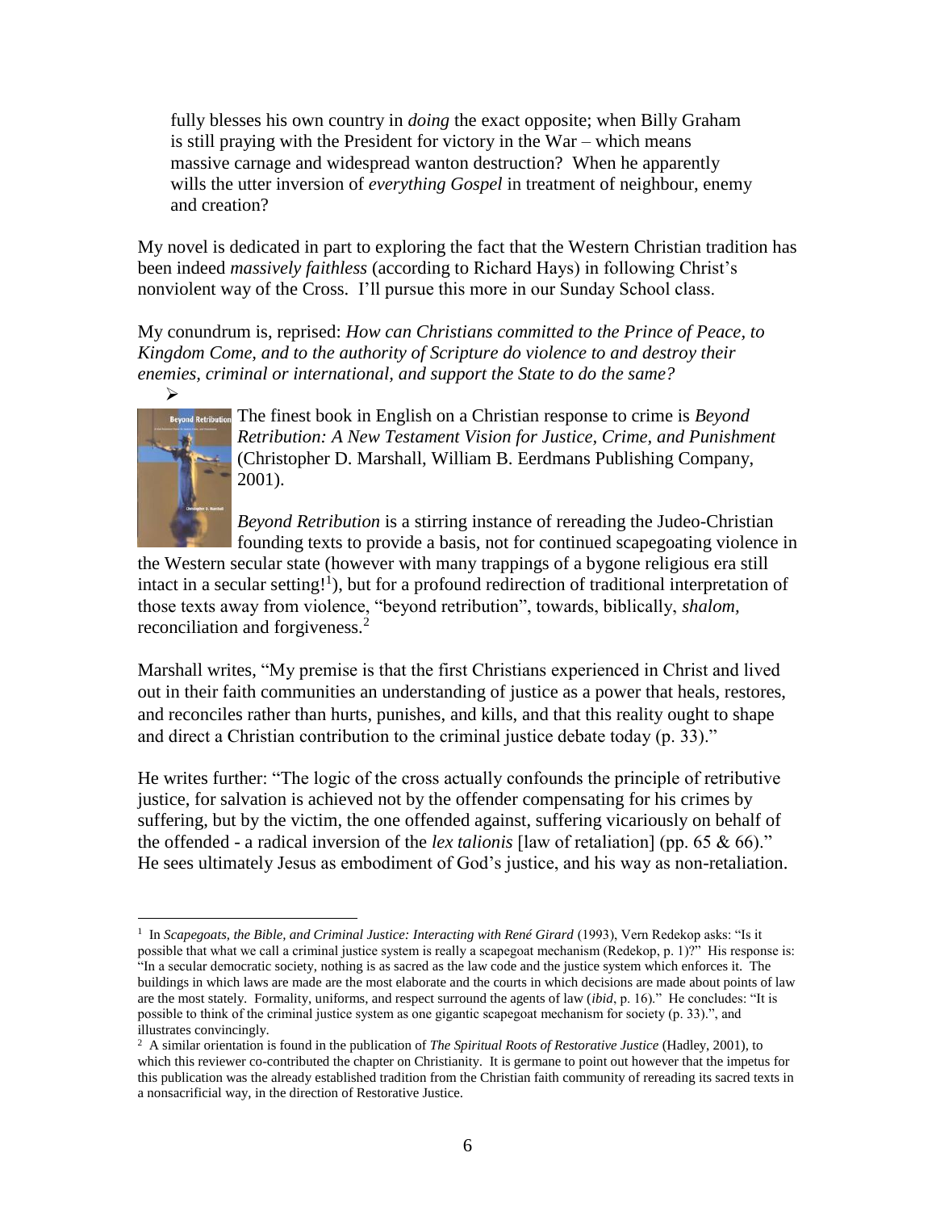fully blesses his own country in *doing* the exact opposite; when Billy Graham is still praying with the President for victory in the War – which means massive carnage and widespread wanton destruction? When he apparently wills the utter inversion of *everything Gospel* in treatment of neighbour, enemy and creation?

My novel is dedicated in part to exploring the fact that the Western Christian tradition has been indeed *massively faithless* (according to Richard Hays) in following Christ's nonviolent way of the Cross. I'll pursue this more in our Sunday School class.

My conundrum is, reprised: *How can Christians committed to the Prince of Peace, to Kingdom Come, and to the authority of Scripture do violence to and destroy their enemies, criminal or international, and support the State to do the same?*

➢ The finest book in English on a Christian response to crime is *Beyond Retribution: A New Testament Vision for Justice, Crime, and Punishment* (Christopher D. Marshall, William B. Eerdmans Publishing Company, 2001).

*Beyond Retribution* is a stirring instance of rereading the Judeo-Christian founding texts to provide a basis, not for continued scapegoating violence in the Western secular state (however with many trappings of a bygone religious era still intact in a secular setting![1]), but for a profound redirection of traditional interpretation of those texts away from violence, "beyond retribution", towards, biblically, *shalom,* reconciliation and forgiveness.[2]

Marshall writes, "My premise is that the first Christians experienced in Christ and lived out in their faith communities an understanding of justice as a power that heals, restores, and reconciles rather than hurts, punishes, and kills, and that this reality ought to shape and direct a Christian contribution to the criminal justice debate today (p. 33)."

He writes further: "The logic of the cross actually confounds the principle of retributive justice, for salvation is achieved not by the offender compensating for his crimes by suffering, but by the victim, the one offended against, suffering vicariously on behalf of the offended - a radical inversion of the *lex talionis* [law of retaliation] (pp. 65 & 66)." He sees ultimately Jesus as embodiment of God's justice, and his way as non-retaliation.

---

[1] In *Scapegoats, the Bible, and Criminal Justice: Interacting with René Girard* (1993), Vern Redekop asks: "Is it possible that what we call a criminal justice system is really a scapegoat mechanism (Redekop, p. 1)?" His response is: "In a secular democratic society, nothing is as sacred as the law code and the justice system which enforces it. The buildings in which laws are made are the most elaborate and the courts in which decisions are made about points of law are the most stately. Formality, uniforms, and respect surround the agents of law (*ibid*, p. 16)." He concludes: "It is possible to think of the criminal justice system as one gigantic scapegoat mechanism for society (p. 33).", and illustrates convincingly.

[2] A similar orientation is found in the publication of *The Spiritual Roots of Restorative Justice* (Hadley, 2001), to which this reviewer co-contributed the chapter on Christianity. It is germane to point out however that the impetus for this publication was the already established tradition from the Christian faith community of rereading its sacred texts in a nonsacrificial way, in the direction of Restorative Justice.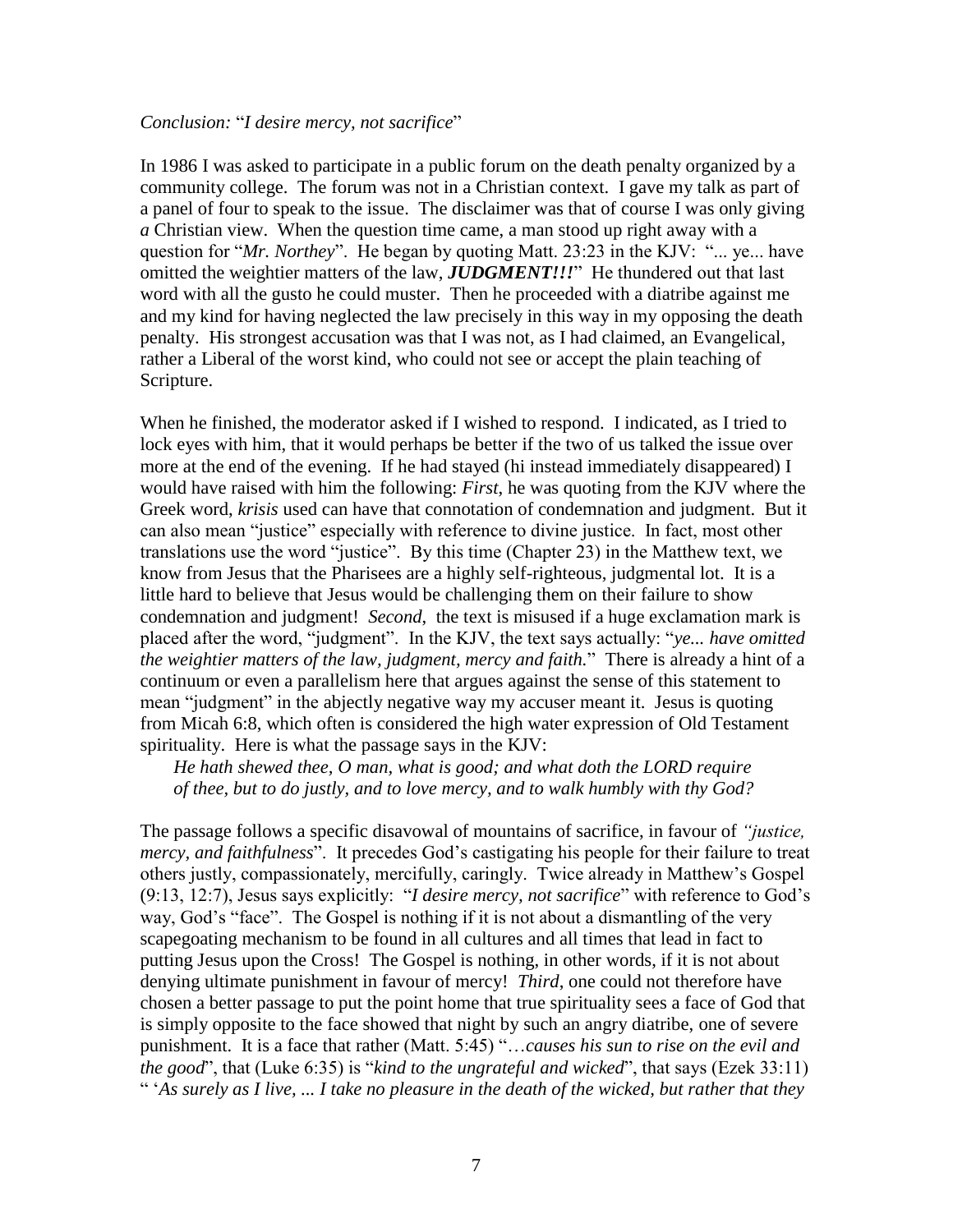*Conclusion:* "*I desire mercy, not sacrifice*"

In 1986 I was asked to participate in a public forum on the death penalty organized by a community college. The forum was not in a Christian context. I gave my talk as part of a panel of four to speak to the issue. The disclaimer was that of course I was only giving *a* Christian view. When the question time came, a man stood up right away with a question for "*Mr. Northey*". He began by quoting Matt. 23:23 in the KJV: "... ye... have omitted the weightier matters of the law, ***JUDGMENT!!!***" He thundered out that last word with all the gusto he could muster. Then he proceeded with a diatribe against me and my kind for having neglected the law precisely in this way in my opposing the death penalty. His strongest accusation was that I was not, as I had claimed, an Evangelical, rather a Liberal of the worst kind, who could not see or accept the plain teaching of Scripture.

When he finished, the moderator asked if I wished to respond. I indicated, as I tried to lock eyes with him, that it would perhaps be better if the two of us talked the issue over more at the end of the evening. If he had stayed (hi instead immediately disappeared) I would have raised with him the following: *First*, he was quoting from the KJV where the Greek word, *krisis* used can have that connotation of condemnation and judgment. But it can also mean "justice" especially with reference to divine justice. In fact, most other translations use the word "justice". By this time (Chapter 23) in the Matthew text, we know from Jesus that the Pharisees are a highly self-righteous, judgmental lot. It is a little hard to believe that Jesus would be challenging them on their failure to show condemnation and judgment! *Second*, the text is misused if a huge exclamation mark is placed after the word, "judgment". In the KJV, the text says actually: "*ye... have omitted the weightier matters of the law, judgment, mercy and faith.*" There is already a hint of a continuum or even a parallelism here that argues against the sense of this statement to mean "judgment" in the abjectly negative way my accuser meant it. Jesus is quoting from Micah 6:8, which often is considered the high water expression of Old Testament spirituality. Here is what the passage says in the KJV:

> *He hath shewed thee, O man, what is good; and what doth the LORD require of thee, but to do justly, and to love mercy, and to walk humbly with thy God?*

The passage follows a specific disavowal of mountains of sacrifice, in favour of *"justice, mercy, and faithfulness*". It precedes God's castigating his people for their failure to treat others justly, compassionately, mercifully, caringly. Twice already in Matthew's Gospel (9:13, 12:7), Jesus says explicitly: "*I desire mercy, not sacrifice*" with reference to God's way, God's "face". The Gospel is nothing if it is not about a dismantling of the very scapegoating mechanism to be found in all cultures and all times that lead in fact to putting Jesus upon the Cross! The Gospel is nothing, in other words, if it is not about denying ultimate punishment in favour of mercy! *Third*, one could not therefore have chosen a better passage to put the point home that true spirituality sees a face of God that is simply opposite to the face showed that night by such an angry diatribe, one of severe punishment. It is a face that rather (Matt. 5:45) "…*causes his sun to rise on the evil and the good*", that (Luke 6:35) is "*kind to the ungrateful and wicked*", that says (Ezek 33:11) " '*As surely as I live, ... I take no pleasure in the death of the wicked, but rather that they*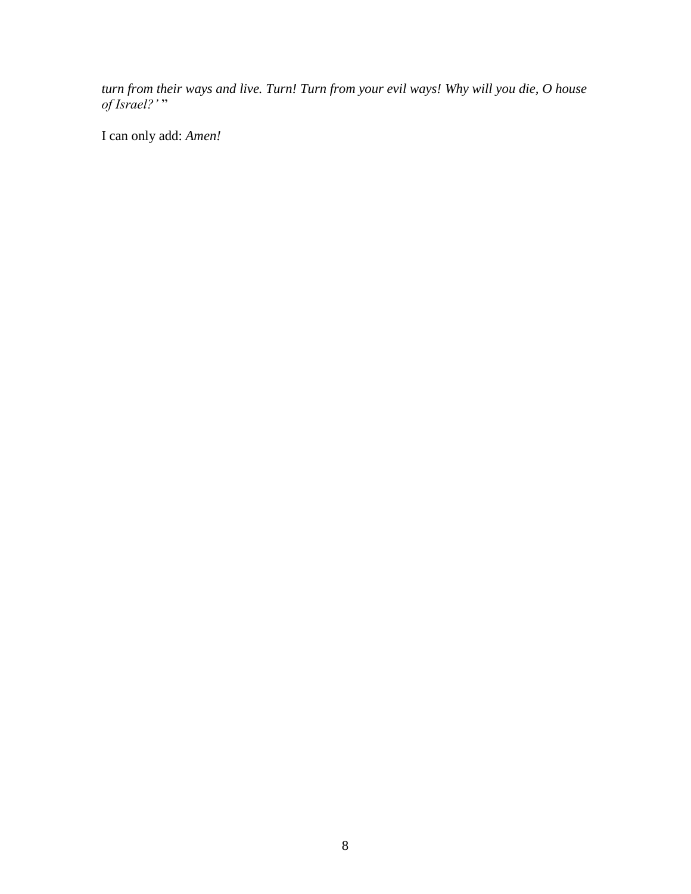*turn from their ways and live. Turn! Turn from your evil ways! Why will you die, O house of Israel?'* "

I can only add: *Amen!*